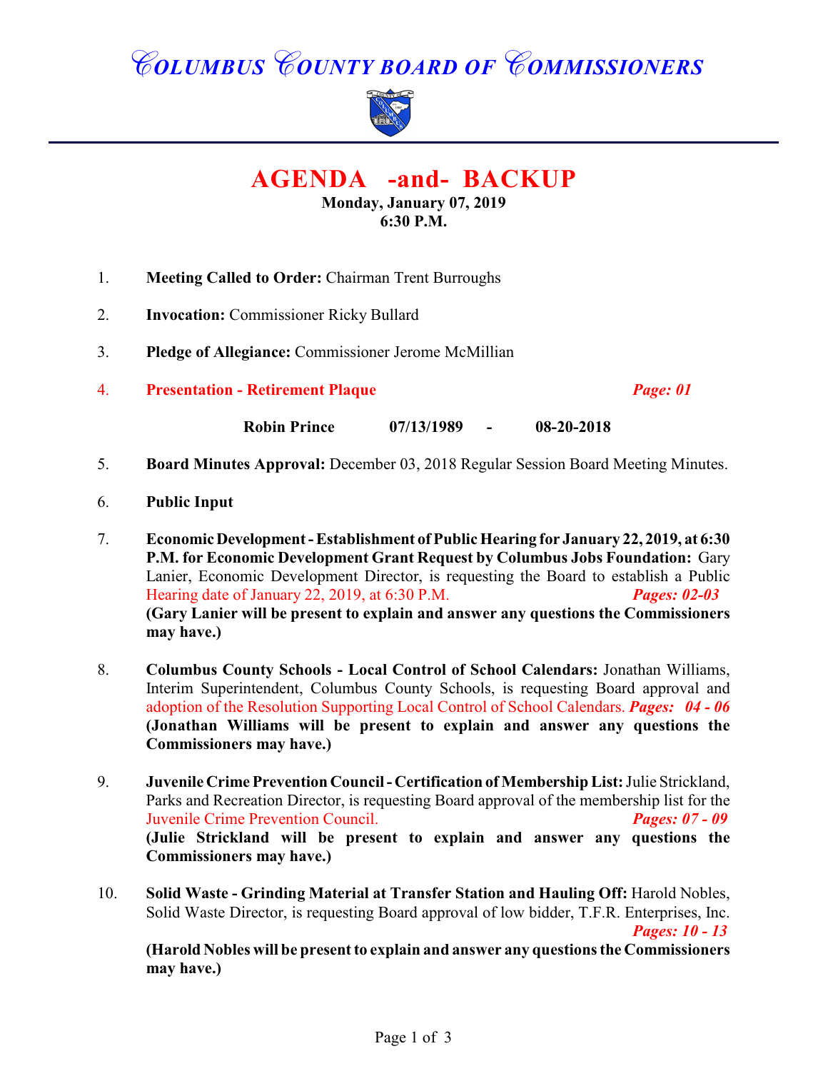# COLUMBUS COUNTY BOARD OF COMMISSIONERS

## AGENDA -and- BACKUP

**Monday, January 07, 2019**
**6:30 P.M.**

1. **Meeting Called to Order:** Chairman Trent Burroughs

2. **Invocation:** Commissioner Ricky Bullard

3. **Pledge of Allegiance:** Commissioner Jerome McMillian

4. **Presentation - Retirement Plaque** ***Page: 01***

   **Robin Prince 07/13/1989 - 08-20-2018**

5. **Board Minutes Approval:** December 03, 2018 Regular Session Board Meeting Minutes.

6. **Public Input**

7. **Economic Development - Establishment of Public Hearing for January 22, 2019, at 6:30 P.M. for Economic Development Grant Request by Columbus Jobs Foundation:** Gary Lanier, Economic Development Director, is requesting the Board to establish a Public Hearing date of January 22, 2019, at 6:30 P.M. ***Pages: 02-03***
   **(Gary Lanier will be present to explain and answer any questions the Commissioners may have.)**

8. **Columbus County Schools - Local Control of School Calendars:** Jonathan Williams, Interim Superintendent, Columbus County Schools, is requesting Board approval and adoption of the Resolution Supporting Local Control of School Calendars. ***Pages: 04 - 06***
   **(Jonathan Williams will be present to explain and answer any questions the Commissioners may have.)**

9. **Juvenile Crime Prevention Council - Certification of Membership List:** Julie Strickland, Parks and Recreation Director, is requesting Board approval of the membership list for the Juvenile Crime Prevention Council. ***Pages: 07 - 09***
   **(Julie Strickland will be present to explain and answer any questions the Commissioners may have.)**

10. **Solid Waste - Grinding Material at Transfer Station and Hauling Off:** Harold Nobles, Solid Waste Director, is requesting Board approval of low bidder, T.F.R. Enterprises, Inc. ***Pages: 10 - 13***
    **(Harold Nobles will be present to explain and answer any questions the Commissioners may have.)**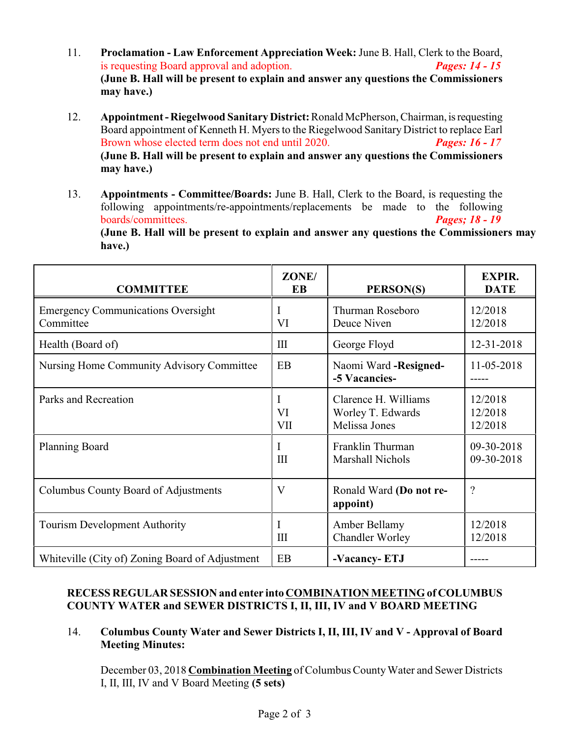11. **Proclamation - Law Enforcement Appreciation Week:** June B. Hall, Clerk to the Board, is requesting Board approval and adoption. ***Pages: 14 - 15***
**(June B. Hall will be present to explain and answer any questions the Commissioners may have.)**

12. **Appointment - Riegelwood Sanitary District:** Ronald McPherson, Chairman, is requesting Board appointment of Kenneth H. Myers to the Riegelwood Sanitary District to replace Earl Brown whose elected term does not end until 2020. ***Pages; 16 - 17***
**(June B. Hall will be present to explain and answer any questions the Commissioners may have.)**

13. **Appointments - Committee/Boards:** June B. Hall, Clerk to the Board, is requesting the following appointments/re-appointments/replacements be made to the following boards/committees. ***Pages; 18 - 19***
**(June B. Hall will be present to explain and answer any questions the Commissioners may have.)**

| COMMITTEE | ZONE/ EB | PERSON(S) | EXPIR. DATE |
|---|---|---|---|
| Emergency Communications Oversight Committee | I<br>VI | Thurman Roseboro<br>Deuce Niven | 12/2018<br>12/2018 |
| Health (Board of) | III | George Floyd | 12-31-2018 |
| Nursing Home Community Advisory Committee | EB | Naomi Ward **-Resigned-**<br>**-5 Vacancies-** | 11-05-2018<br>----- |
| Parks and Recreation | I<br>VI<br>VII | Clarence H. Williams<br>Worley T. Edwards<br>Melissa Jones | 12/2018<br>12/2018<br>12/2018 |
| Planning Board | I<br>III | Franklin Thurman<br>Marshall Nichols | 09-30-2018<br>09-30-2018 |
| Columbus County Board of Adjustments | V | Ronald Ward **(Do not re-appoint)** | ? |
| Tourism Development Authority | I<br>III | Amber Bellamy<br>Chandler Worley | 12/2018<br>12/2018 |
| Whiteville (City of) Zoning Board of Adjustment | EB | **-Vacancy- ETJ** | ----- |

**RECESS REGULAR SESSION and enter into COMBINATION MEETING of COLUMBUS COUNTY WATER and SEWER DISTRICTS I, II, III, IV and V BOARD MEETING**

14. **Columbus County Water and Sewer Districts I, II, III, IV and V - Approval of Board Meeting Minutes:**

December 03, 2018 **Combination Meeting** of Columbus County Water and Sewer Districts I, II, III, IV and V Board Meeting **(5 sets)**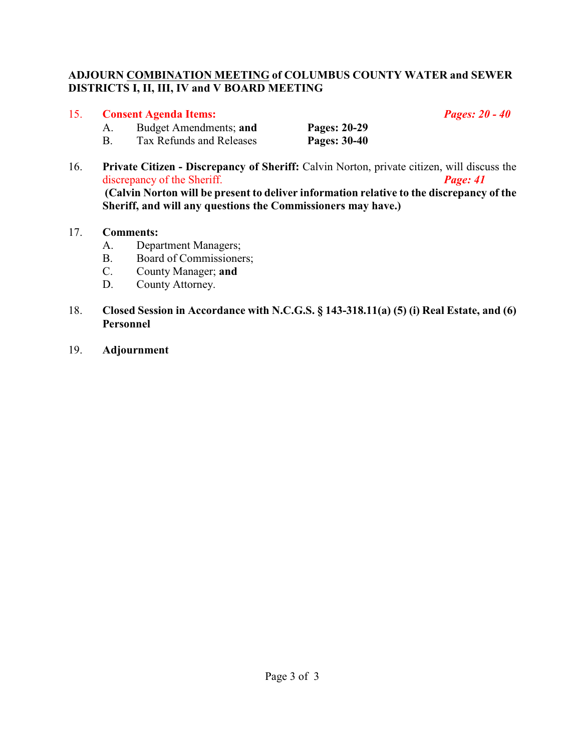**ADJOURN COMBINATION MEETING of COLUMBUS COUNTY WATER and SEWER DISTRICTS I, II, III, IV and V BOARD MEETING**

15. **Consent Agenda Items:** ***Pages: 20 - 40***
    - A. Budget Amendments; **and** **Pages: 20-29**
    - B. Tax Refunds and Releases **Pages: 30-40**

16. **Private Citizen - Discrepancy of Sheriff:** Calvin Norton, private citizen, will discuss the discrepancy of the Sheriff. ***Page: 41***
    **(Calvin Norton will be present to deliver information relative to the discrepancy of the Sheriff, and will any questions the Commissioners may have.)**

17. **Comments:**
    - A. Department Managers;
    - B. Board of Commissioners;
    - C. County Manager; **and**
    - D. County Attorney.

18. **Closed Session in Accordance with N.C.G.S. § 143-318.11(a) (5) (i) Real Estate, and (6) Personnel**

19. **Adjournment**